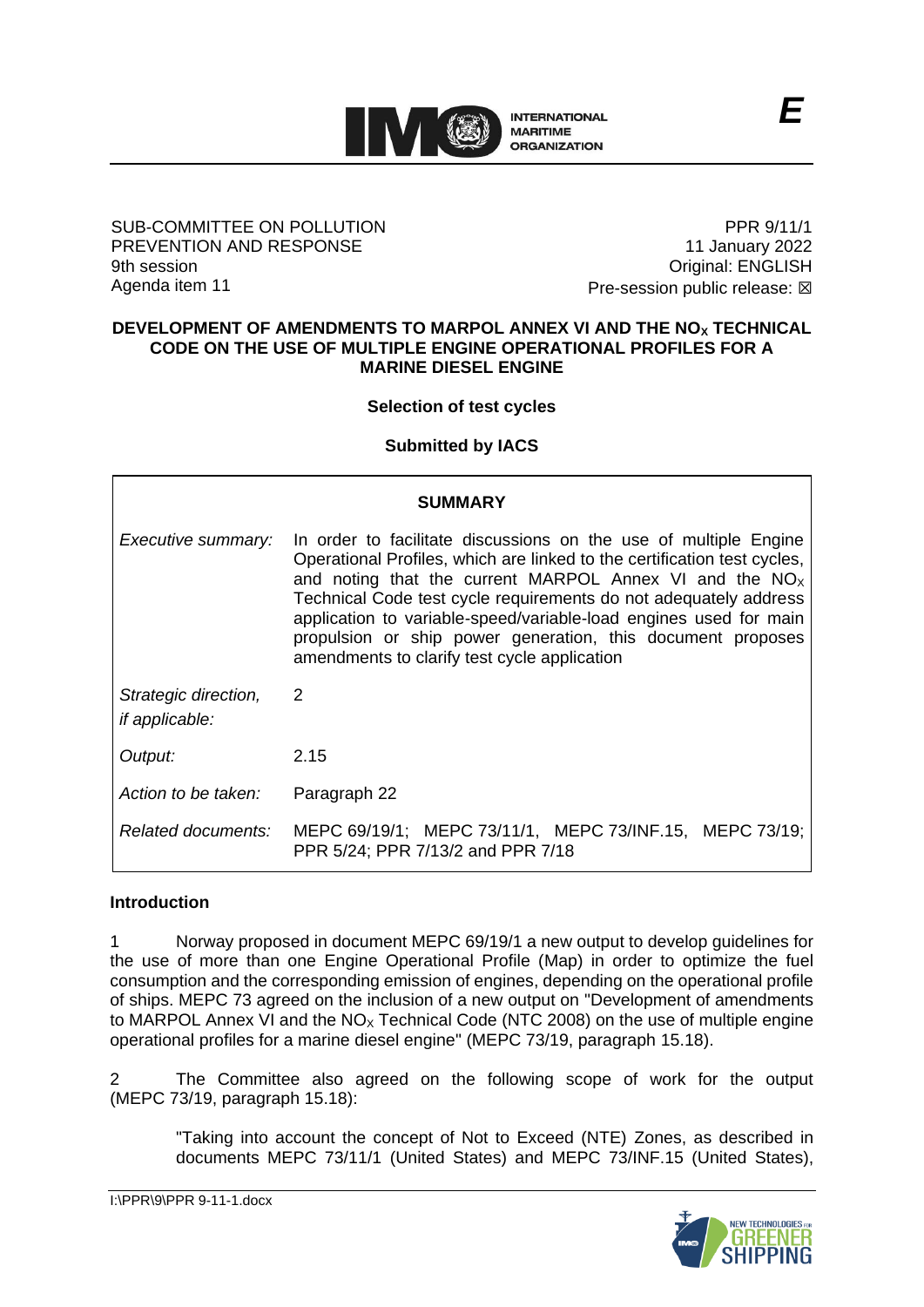E

SUB-COMMITTEE ON POLLUTION PREVENTION AND RESPONSE
9th session
Agenda item 11

PPR 9/11/1
11 January 2022
Original: ENGLISH
Pre-session public release: ☒

# DEVELOPMENT OF AMENDMENTS TO MARPOL ANNEX VI AND THE $NO_X$ TECHNICAL CODE ON THE USE OF MULTIPLE ENGINE OPERATIONAL PROFILES FOR A MARINE DIESEL ENGINE

**Selection of test cycles**

**Submitted by IACS**

| **SUMMARY** | |
|---|---|
| *Executive summary:* | In order to facilitate discussions on the use of multiple Engine Operational Profiles, which are linked to the certification test cycles, and noting that the current MARPOL Annex VI and the $NO_X$ Technical Code test cycle requirements do not adequately address application to variable-speed/variable-load engines used for main propulsion or ship power generation, this document proposes amendments to clarify test cycle application |
| *Strategic direction, if applicable:* | 2 |
| *Output:* | 2.15 |
| *Action to be taken:* | Paragraph 22 |
| *Related documents:* | MEPC 69/19/1; MEPC 73/11/1, MEPC 73/INF.15, MEPC 73/19; PPR 5/24; PPR 7/13/2 and PPR 7/18 |

## Introduction

1 Norway proposed in document MEPC 69/19/1 a new output to develop guidelines for the use of more than one Engine Operational Profile (Map) in order to optimize the fuel consumption and the corresponding emission of engines, depending on the operational profile of ships. MEPC 73 agreed on the inclusion of a new output on "Development of amendments to MARPOL Annex VI and the $NO_X$ Technical Code (NTC 2008) on the use of multiple engine operational profiles for a marine diesel engine" (MEPC 73/19, paragraph 15.18).

2 The Committee also agreed on the following scope of work for the output (MEPC 73/19, paragraph 15.18):

> "Taking into account the concept of Not to Exceed (NTE) Zones, as described in documents MEPC 73/11/1 (United States) and MEPC 73/INF.15 (United States),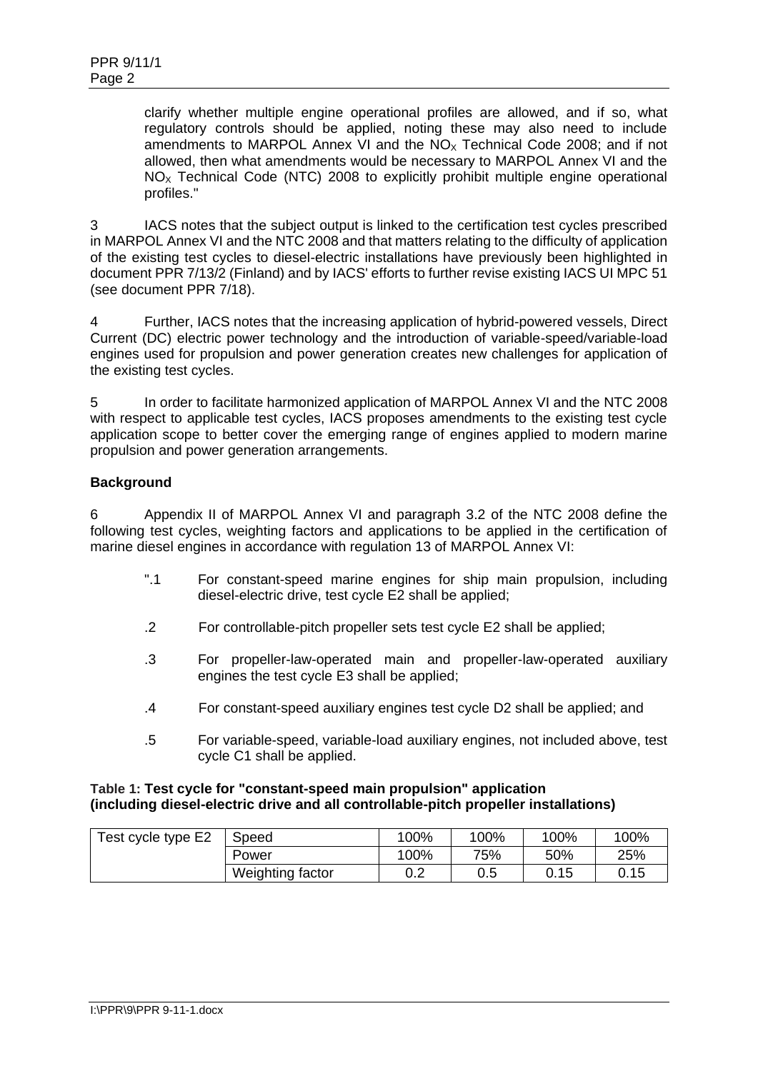clarify whether multiple engine operational profiles are allowed, and if so, what regulatory controls should be applied, noting these may also need to include amendments to MARPOL Annex VI and the $NO_X$ Technical Code 2008; and if not allowed, then what amendments would be necessary to MARPOL Annex VI and the $NO_X$ Technical Code (NTC) 2008 to explicitly prohibit multiple engine operational profiles."

3 IACS notes that the subject output is linked to the certification test cycles prescribed in MARPOL Annex VI and the NTC 2008 and that matters relating to the difficulty of application of the existing test cycles to diesel-electric installations have previously been highlighted in document PPR 7/13/2 (Finland) and by IACS' efforts to further revise existing IACS UI MPC 51 (see document PPR 7/18).

4 Further, IACS notes that the increasing application of hybrid-powered vessels, Direct Current (DC) electric power technology and the introduction of variable-speed/variable-load engines used for propulsion and power generation creates new challenges for application of the existing test cycles.

5 In order to facilitate harmonized application of MARPOL Annex VI and the NTC 2008 with respect to applicable test cycles, IACS proposes amendments to the existing test cycle application scope to better cover the emerging range of engines applied to modern marine propulsion and power generation arrangements.

**Background**

6 Appendix II of MARPOL Annex VI and paragraph 3.2 of the NTC 2008 define the following test cycles, weighting factors and applications to be applied in the certification of marine diesel engines in accordance with regulation 13 of MARPOL Annex VI:

".1 For constant-speed marine engines for ship main propulsion, including diesel-electric drive, test cycle E2 shall be applied;

.2 For controllable-pitch propeller sets test cycle E2 shall be applied;

.3 For propeller-law-operated main and propeller-law-operated auxiliary engines the test cycle E3 shall be applied;

.4 For constant-speed auxiliary engines test cycle D2 shall be applied; and

.5 For variable-speed, variable-load auxiliary engines, not included above, test cycle C1 shall be applied.

Table 1: **Test cycle for "constant-speed main propulsion" application (including diesel-electric drive and all controllable-pitch propeller installations)**

| Test cycle type E2 | Speed | 100% | 100% | 100% | 100% |
|---|---|---|---|---|---|
| | Power | 100% | 75% | 50% | 25% |
| | Weighting factor | 0.2 | 0.5 | 0.15 | 0.15 |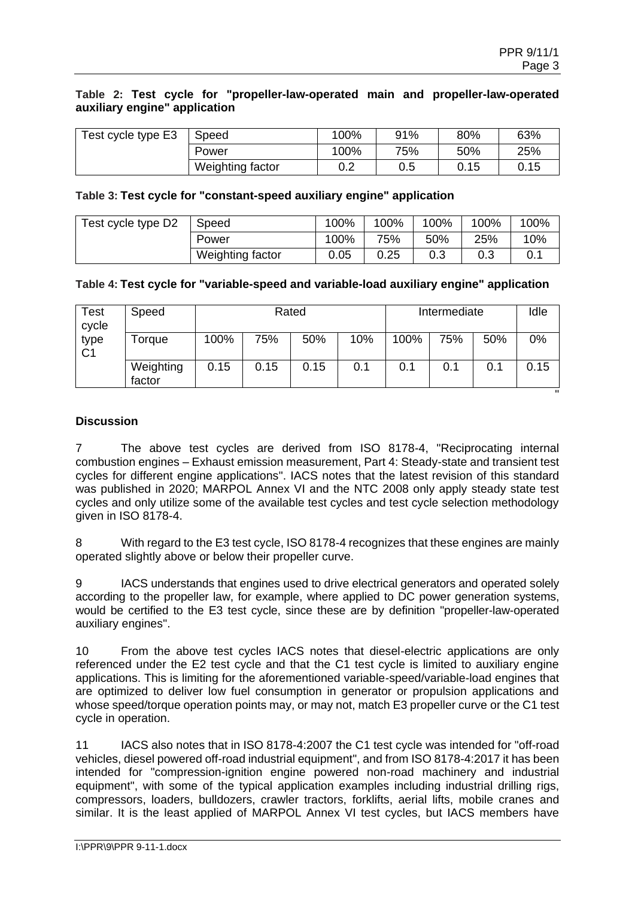**Table 2: Test cycle for "propeller-law-operated main and propeller-law-operated auxiliary engine" application**

| Test cycle type E3 | Speed | 100% | 91% | 80% | 63% |
|---|---|---|---|---|---|
| | Power | 100% | 75% | 50% | 25% |
| | Weighting factor | 0.2 | 0.5 | 0.15 | 0.15 |

**Table 3: Test cycle for "constant-speed auxiliary engine" application**

| Test cycle type D2 | Speed | 100% | 100% | 100% | 100% | 100% |
|---|---|---|---|---|---|---|
| | Power | 100% | 75% | 50% | 25% | 10% |
| | Weighting factor | 0.05 | 0.25 | 0.3 | 0.3 | 0.1 |

**Table 4: Test cycle for "variable-speed and variable-load auxiliary engine" application**

| Test cycle type C1 | Speed | Rated | | | | Intermediate | | | Idle |
|---|---|---|---|---|---|---|---|---|---|
| | Torque | 100% | 75% | 50% | 10% | 100% | 75% | 50% | 0% |
| | Weighting factor | 0.15 | 0.15 | 0.15 | 0.1 | 0.1 | 0.1 | 0.1 | 0.15 |

"

**Discussion**

7 The above test cycles are derived from ISO 8178-4, "Reciprocating internal combustion engines – Exhaust emission measurement, Part 4: Steady-state and transient test cycles for different engine applications". IACS notes that the latest revision of this standard was published in 2020; MARPOL Annex VI and the NTC 2008 only apply steady state test cycles and only utilize some of the available test cycles and test cycle selection methodology given in ISO 8178-4.

8 With regard to the E3 test cycle, ISO 8178-4 recognizes that these engines are mainly operated slightly above or below their propeller curve.

9 IACS understands that engines used to drive electrical generators and operated solely according to the propeller law, for example, where applied to DC power generation systems, would be certified to the E3 test cycle, since these are by definition "propeller-law-operated auxiliary engines".

10 From the above test cycles IACS notes that diesel-electric applications are only referenced under the E2 test cycle and that the C1 test cycle is limited to auxiliary engine applications. This is limiting for the aforementioned variable-speed/variable-load engines that are optimized to deliver low fuel consumption in generator or propulsion applications and whose speed/torque operation points may, or may not, match E3 propeller curve or the C1 test cycle in operation.

11 IACS also notes that in ISO 8178-4:2007 the C1 test cycle was intended for "off-road vehicles, diesel powered off-road industrial equipment", and from ISO 8178-4:2017 it has been intended for "compression-ignition engine powered non-road machinery and industrial equipment", with some of the typical application examples including industrial drilling rigs, compressors, loaders, bulldozers, crawler tractors, forklifts, aerial lifts, mobile cranes and similar. It is the least applied of MARPOL Annex VI test cycles, but IACS members have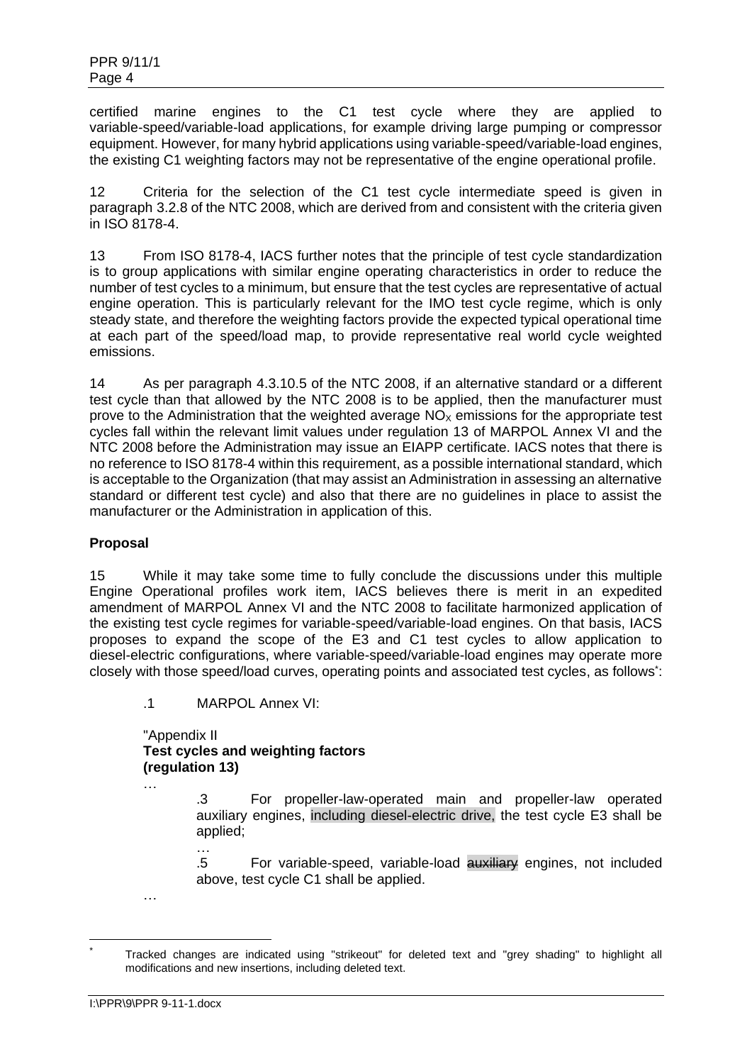certified marine engines to the C1 test cycle where they are applied to variable-speed/variable-load applications, for example driving large pumping or compressor equipment. However, for many hybrid applications using variable-speed/variable-load engines, the existing C1 weighting factors may not be representative of the engine operational profile.

12 Criteria for the selection of the C1 test cycle intermediate speed is given in paragraph 3.2.8 of the NTC 2008, which are derived from and consistent with the criteria given in ISO 8178-4.

13 From ISO 8178-4, IACS further notes that the principle of test cycle standardization is to group applications with similar engine operating characteristics in order to reduce the number of test cycles to a minimum, but ensure that the test cycles are representative of actual engine operation. This is particularly relevant for the IMO test cycle regime, which is only steady state, and therefore the weighting factors provide the expected typical operational time at each part of the speed/load map, to provide representative real world cycle weighted emissions.

14 As per paragraph 4.3.10.5 of the NTC 2008, if an alternative standard or a different test cycle than that allowed by the NTC 2008 is to be applied, then the manufacturer must prove to the Administration that the weighted average $NO_X$ emissions for the appropriate test cycles fall within the relevant limit values under regulation 13 of MARPOL Annex VI and the NTC 2008 before the Administration may issue an EIAPP certificate. IACS notes that there is no reference to ISO 8178-4 within this requirement, as a possible international standard, which is acceptable to the Organization (that may assist an Administration in assessing an alternative standard or different test cycle) and also that there are no guidelines in place to assist the manufacturer or the Administration in application of this.

**Proposal**

15 While it may take some time to fully conclude the discussions under this multiple Engine Operational profiles work item, IACS believes there is merit in an expedited amendment of MARPOL Annex VI and the NTC 2008 to facilitate harmonized application of the existing test cycle regimes for variable-speed/variable-load engines. On that basis, IACS proposes to expand the scope of the E3 and C1 test cycles to allow application to diesel-electric configurations, where variable-speed/variable-load engines may operate more closely with those speed/load curves, operating points and associated test cycles, as follows*:

.1 MARPOL Annex VI:

"Appendix II
**Test cycles and weighting factors**
**(regulation 13)**

…

.3 For propeller-law-operated main and propeller-law operated auxiliary engines, including diesel-electric drive, the test cycle E3 shall be applied;

…

.5 For variable-speed, variable-load ~~auxiliary~~ engines, not included above, test cycle C1 shall be applied.

…

* Tracked changes are indicated using "strikeout" for deleted text and "grey shading" to highlight all modifications and new insertions, including deleted text.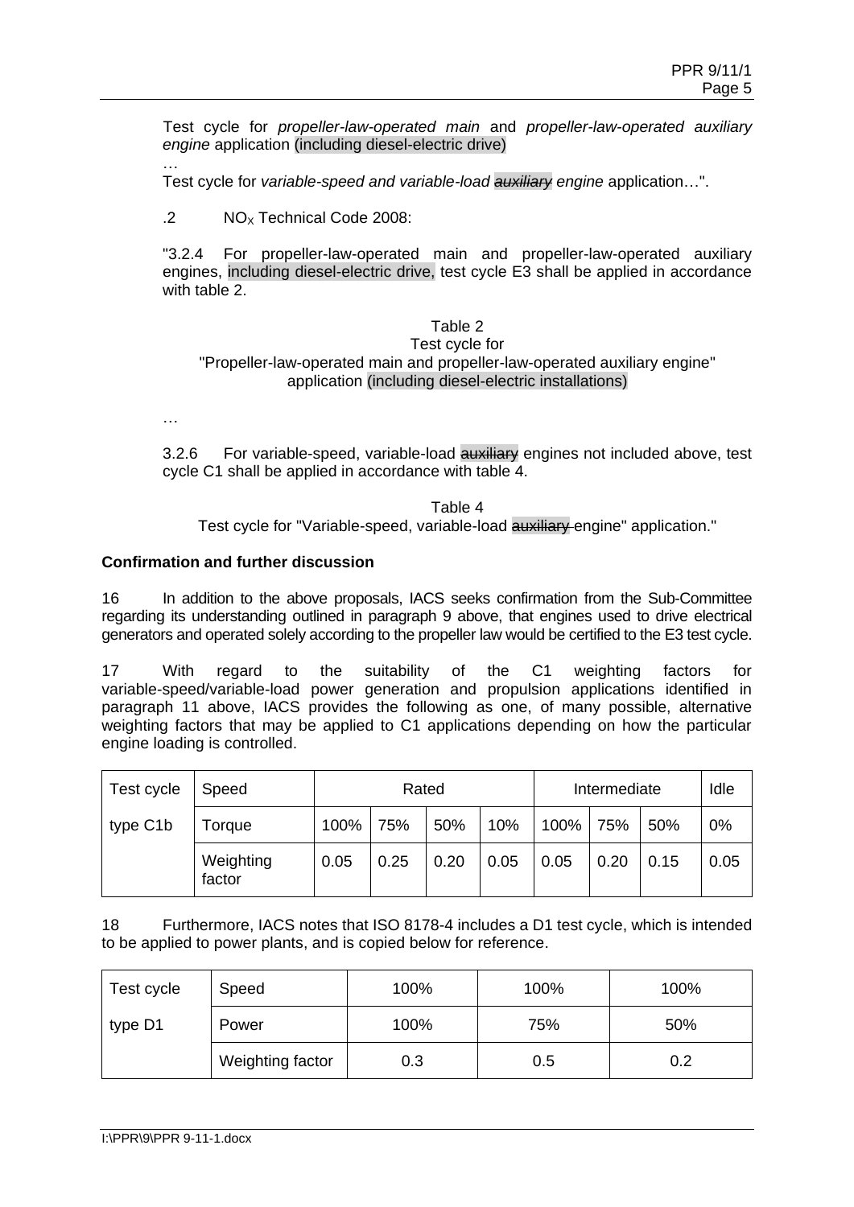Test cycle for *propeller-law-operated main* and *propeller-law-operated auxiliary engine* application (including diesel-electric drive)

…

Test cycle for *variable-speed and variable-load ~~auxiliary~~ engine* application…".

.2 $NO_X$ Technical Code 2008:

"3.2.4 For propeller-law-operated main and propeller-law-operated auxiliary engines, including diesel-electric drive, test cycle E3 shall be applied in accordance with table 2.

Table 2
Test cycle for
"Propeller-law-operated main and propeller-law-operated auxiliary engine" application (including diesel-electric installations)

…

3.2.6 For variable-speed, variable-load ~~auxiliary~~ engines not included above, test cycle C1 shall be applied in accordance with table 4.

Table 4
Test cycle for "Variable-speed, variable-load ~~auxiliary~~ engine" application."

**Confirmation and further discussion**

16 In addition to the above proposals, IACS seeks confirmation from the Sub-Committee regarding its understanding outlined in paragraph 9 above, that engines used to drive electrical generators and operated solely according to the propeller law would be certified to the E3 test cycle.

17 With regard to the suitability of the C1 weighting factors for variable-speed/variable-load power generation and propulsion applications identified in paragraph 11 above, IACS provides the following as one, of many possible, alternative weighting factors that may be applied to C1 applications depending on how the particular engine loading is controlled.

| Test cycle type C1b | Speed | Rated | | | | Intermediate | | | Idle |
|---|---|---|---|---|---|---|---|---|---|
| | Torque | 100% | 75% | 50% | 10% | 100% | 75% | 50% | 0% |
| | Weighting factor | 0.05 | 0.25 | 0.20 | 0.05 | 0.05 | 0.20 | 0.15 | 0.05 |

18 Furthermore, IACS notes that ISO 8178-4 includes a D1 test cycle, which is intended to be applied to power plants, and is copied below for reference.

| Test cycle type D1 | Speed | 100% | 100% | 100% |
|---|---|---|---|---|
| | Power | 100% | 75% | 50% |
| | Weighting factor | 0.3 | 0.5 | 0.2 |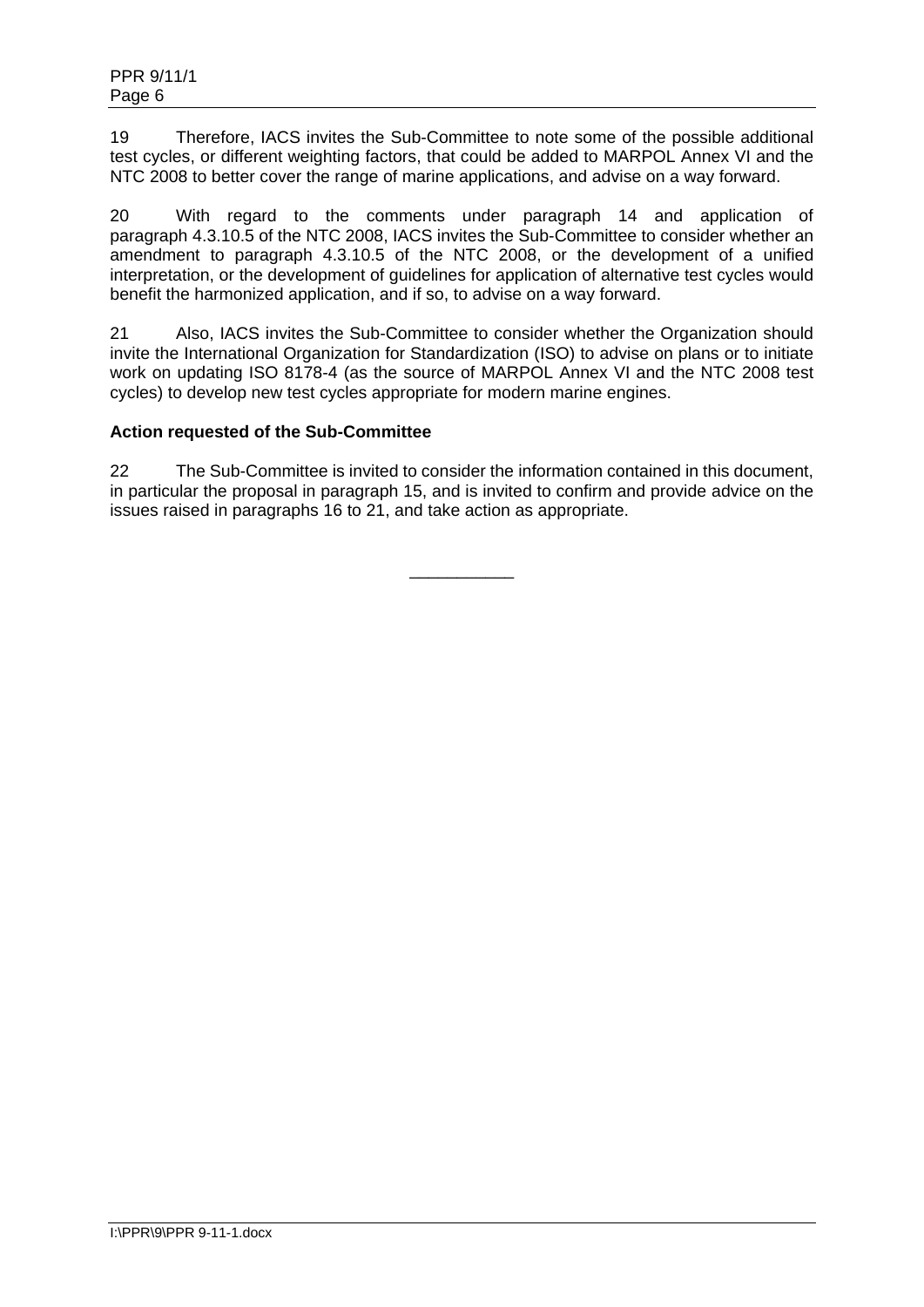19 Therefore, IACS invites the Sub-Committee to note some of the possible additional test cycles, or different weighting factors, that could be added to MARPOL Annex VI and the NTC 2008 to better cover the range of marine applications, and advise on a way forward.

20 With regard to the comments under paragraph 14 and application of paragraph 4.3.10.5 of the NTC 2008, IACS invites the Sub-Committee to consider whether an amendment to paragraph 4.3.10.5 of the NTC 2008, or the development of a unified interpretation, or the development of guidelines for application of alternative test cycles would benefit the harmonized application, and if so, to advise on a way forward.

21 Also, IACS invites the Sub-Committee to consider whether the Organization should invite the International Organization for Standardization (ISO) to advise on plans or to initiate work on updating ISO 8178-4 (as the source of MARPOL Annex VI and the NTC 2008 test cycles) to develop new test cycles appropriate for modern marine engines.

**Action requested of the Sub-Committee**

22 The Sub-Committee is invited to consider the information contained in this document, in particular the proposal in paragraph 15, and is invited to confirm and provide advice on the issues raised in paragraphs 16 to 21, and take action as appropriate.

___________